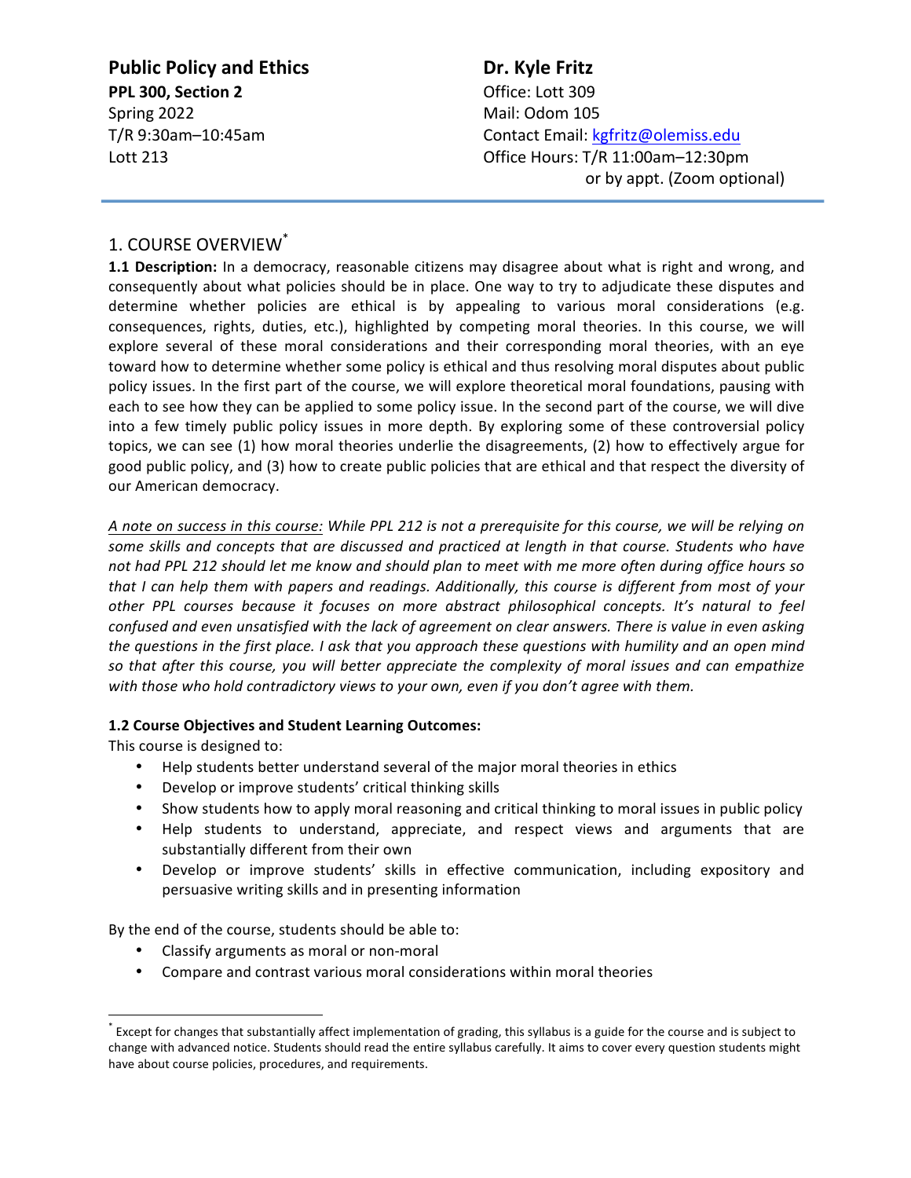**Public Policy and Ethics**
**PPL 300, Section 2**
Spring 2022
T/R 9:30am–10:45am
Lott 213

**Dr. Kyle Fritz**
Office: Lott 309
Mail: Odom 105
Contact Email: kgfritz@olemiss.edu
Office Hours: T/R 11:00am–12:30pm
or by appt. (Zoom optional)

## 1. COURSE OVERVIEW[*]

**1.1 Description:** In a democracy, reasonable citizens may disagree about what is right and wrong, and consequently about what policies should be in place. One way to try to adjudicate these disputes and determine whether policies are ethical is by appealing to various moral considerations (e.g. consequences, rights, duties, etc.), highlighted by competing moral theories. In this course, we will explore several of these moral considerations and their corresponding moral theories, with an eye toward how to determine whether some policy is ethical and thus resolving moral disputes about public policy issues. In the first part of the course, we will explore theoretical moral foundations, pausing with each to see how they can be applied to some policy issue. In the second part of the course, we will dive into a few timely public policy issues in more depth. By exploring some of these controversial policy topics, we can see (1) how moral theories underlie the disagreements, (2) how to effectively argue for good public policy, and (3) how to create public policies that are ethical and that respect the diversity of our American democracy.

*<u>A note on success in this course:</u> While PPL 212 is not a prerequisite for this course, we will be relying on some skills and concepts that are discussed and practiced at length in that course. Students who have not had PPL 212 should let me know and should plan to meet with me more often during office hours so that I can help them with papers and readings. Additionally, this course is different from most of your other PPL courses because it focuses on more abstract philosophical concepts. It's natural to feel confused and even unsatisfied with the lack of agreement on clear answers. There is value in even asking the questions in the first place. I ask that you approach these questions with humility and an open mind so that after this course, you will better appreciate the complexity of moral issues and can empathize with those who hold contradictory views to your own, even if you don't agree with them.*

**1.2 Course Objectives and Student Learning Outcomes:**

This course is designed to:

- Help students better understand several of the major moral theories in ethics
- Develop or improve students' critical thinking skills
- Show students how to apply moral reasoning and critical thinking to moral issues in public policy
- Help students to understand, appreciate, and respect views and arguments that are substantially different from their own
- Develop or improve students' skills in effective communication, including expository and persuasive writing skills and in presenting information

By the end of the course, students should be able to:

- Classify arguments as moral or non-moral
- Compare and contrast various moral considerations within moral theories

[*] Except for changes that substantially affect implementation of grading, this syllabus is a guide for the course and is subject to change with advanced notice. Students should read the entire syllabus carefully. It aims to cover every question students might have about course policies, procedures, and requirements.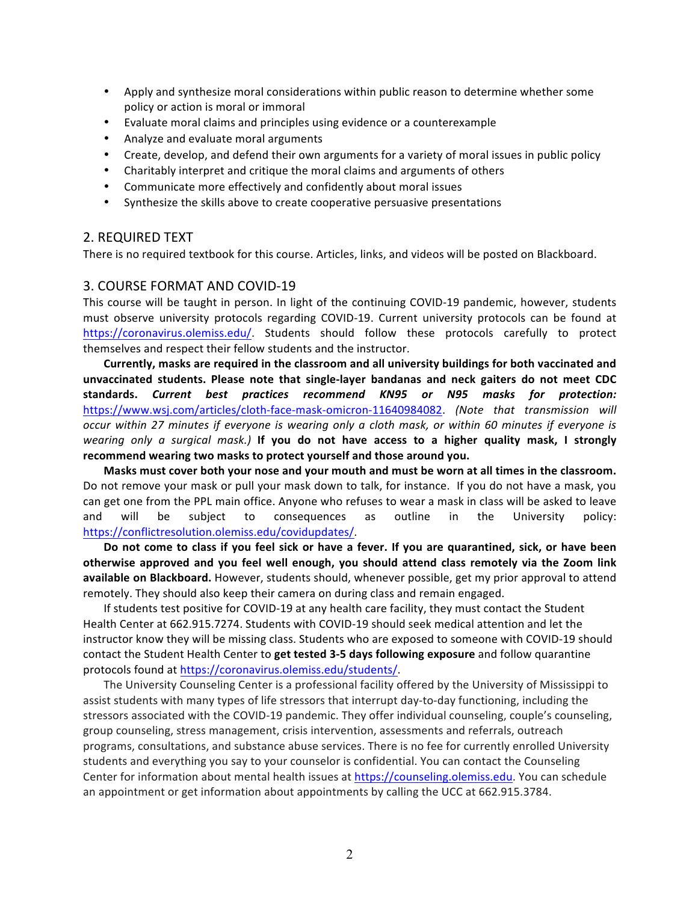- Apply and synthesize moral considerations within public reason to determine whether some policy or action is moral or immoral
- Evaluate moral claims and principles using evidence or a counterexample
- Analyze and evaluate moral arguments
- Create, develop, and defend their own arguments for a variety of moral issues in public policy
- Charitably interpret and critique the moral claims and arguments of others
- Communicate more effectively and confidently about moral issues
- Synthesize the skills above to create cooperative persuasive presentations

## 2. REQUIRED TEXT

There is no required textbook for this course. Articles, links, and videos will be posted on Blackboard.

## 3. COURSE FORMAT AND COVID-19

This course will be taught in person. In light of the continuing COVID-19 pandemic, however, students must observe university protocols regarding COVID-19. Current university protocols can be found at https://coronavirus.olemiss.edu/. Students should follow these protocols carefully to protect themselves and respect their fellow students and the instructor.

**Currently, masks are required in the classroom and all university buildings for both vaccinated and unvaccinated students. Please note that single-layer bandanas and neck gaiters do not meet CDC standards.** ***Current best practices recommend KN95 or N95 masks for protection:*** https://www.wsj.com/articles/cloth-face-mask-omicron-11640984082. *(Note that transmission will occur within 27 minutes if everyone is wearing only a cloth mask, or within 60 minutes if everyone is wearing only a surgical mask.)* **If you do not have access to a higher quality mask, I strongly recommend wearing two masks to protect yourself and those around you.**

**Masks must cover both your nose and your mouth and must be worn at all times in the classroom.** Do not remove your mask or pull your mask down to talk, for instance. If you do not have a mask, you can get one from the PPL main office. Anyone who refuses to wear a mask in class will be asked to leave and will be subject to consequences as outline in the University policy: https://conflictresolution.olemiss.edu/covidupdates/.

**Do not come to class if you feel sick or have a fever. If you are quarantined, sick, or have been otherwise approved and you feel well enough, you should attend class remotely via the Zoom link available on Blackboard.** However, students should, whenever possible, get my prior approval to attend remotely. They should also keep their camera on during class and remain engaged.

If students test positive for COVID-19 at any health care facility, they must contact the Student Health Center at 662.915.7274. Students with COVID-19 should seek medical attention and let the instructor know they will be missing class. Students who are exposed to someone with COVID-19 should contact the Student Health Center to **get tested 3-5 days following exposure** and follow quarantine protocols found at https://coronavirus.olemiss.edu/students/.

The University Counseling Center is a professional facility offered by the University of Mississippi to assist students with many types of life stressors that interrupt day-to-day functioning, including the stressors associated with the COVID-19 pandemic. They offer individual counseling, couple's counseling, group counseling, stress management, crisis intervention, assessments and referrals, outreach programs, consultations, and substance abuse services. There is no fee for currently enrolled University students and everything you say to your counselor is confidential. You can contact the Counseling Center for information about mental health issues at https://counseling.olemiss.edu. You can schedule an appointment or get information about appointments by calling the UCC at 662.915.3784.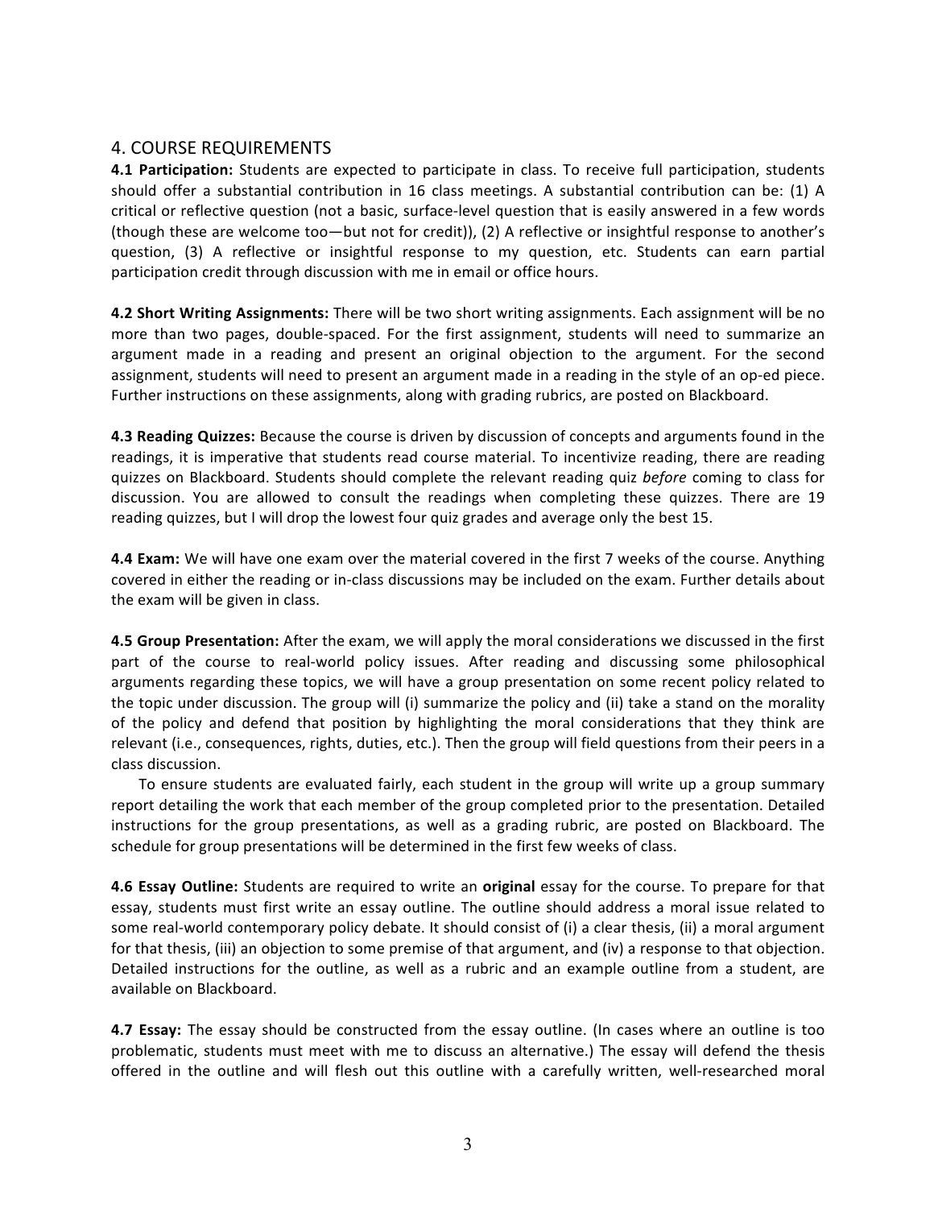## 4. COURSE REQUIREMENTS

**4.1 Participation:** Students are expected to participate in class. To receive full participation, students should offer a substantial contribution in 16 class meetings. A substantial contribution can be: (1) A critical or reflective question (not a basic, surface-level question that is easily answered in a few words (though these are welcome too—but not for credit)), (2) A reflective or insightful response to another's question, (3) A reflective or insightful response to my question, etc. Students can earn partial participation credit through discussion with me in email or office hours.

**4.2 Short Writing Assignments:** There will be two short writing assignments. Each assignment will be no more than two pages, double-spaced. For the first assignment, students will need to summarize an argument made in a reading and present an original objection to the argument. For the second assignment, students will need to present an argument made in a reading in the style of an op-ed piece. Further instructions on these assignments, along with grading rubrics, are posted on Blackboard.

**4.3 Reading Quizzes:** Because the course is driven by discussion of concepts and arguments found in the readings, it is imperative that students read course material. To incentivize reading, there are reading quizzes on Blackboard. Students should complete the relevant reading quiz *before* coming to class for discussion. You are allowed to consult the readings when completing these quizzes. There are 19 reading quizzes, but I will drop the lowest four quiz grades and average only the best 15.

**4.4 Exam:** We will have one exam over the material covered in the first 7 weeks of the course. Anything covered in either the reading or in-class discussions may be included on the exam. Further details about the exam will be given in class.

**4.5 Group Presentation:** After the exam, we will apply the moral considerations we discussed in the first part of the course to real-world policy issues. After reading and discussing some philosophical arguments regarding these topics, we will have a group presentation on some recent policy related to the topic under discussion. The group will (i) summarize the policy and (ii) take a stand on the morality of the policy and defend that position by highlighting the moral considerations that they think are relevant (i.e., consequences, rights, duties, etc.). Then the group will field questions from their peers in a class discussion.

To ensure students are evaluated fairly, each student in the group will write up a group summary report detailing the work that each member of the group completed prior to the presentation. Detailed instructions for the group presentations, as well as a grading rubric, are posted on Blackboard. The schedule for group presentations will be determined in the first few weeks of class.

**4.6 Essay Outline:** Students are required to write an **original** essay for the course. To prepare for that essay, students must first write an essay outline. The outline should address a moral issue related to some real-world contemporary policy debate. It should consist of (i) a clear thesis, (ii) a moral argument for that thesis, (iii) an objection to some premise of that argument, and (iv) a response to that objection. Detailed instructions for the outline, as well as a rubric and an example outline from a student, are available on Blackboard.

**4.7 Essay:** The essay should be constructed from the essay outline. (In cases where an outline is too problematic, students must meet with me to discuss an alternative.) The essay will defend the thesis offered in the outline and will flesh out this outline with a carefully written, well-researched moral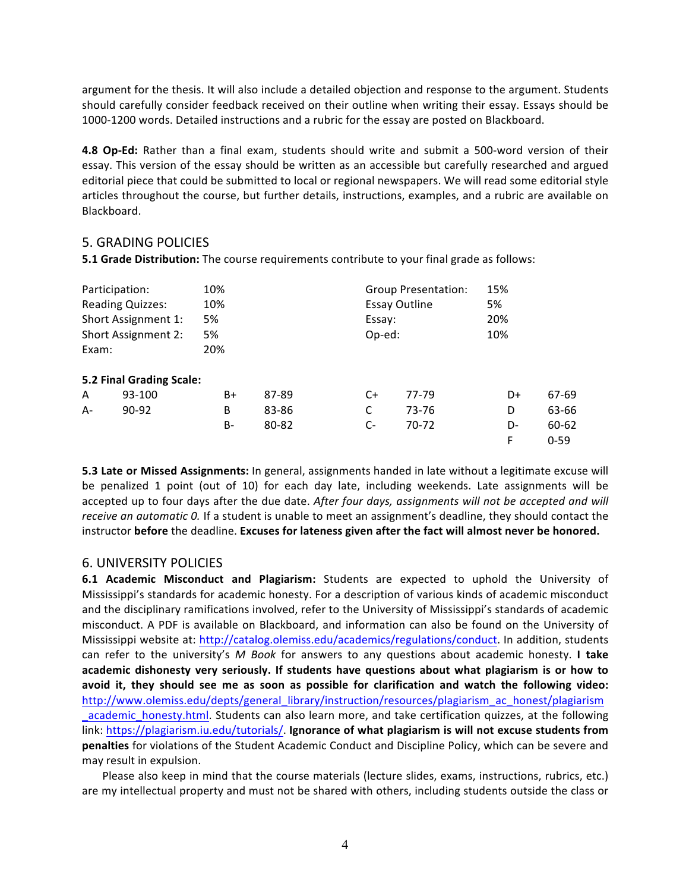argument for the thesis. It will also include a detailed objection and response to the argument. Students should carefully consider feedback received on their outline when writing their essay. Essays should be 1000-1200 words. Detailed instructions and a rubric for the essay are posted on Blackboard.

**4.8 Op-Ed:** Rather than a final exam, students should write and submit a 500-word version of their essay. This version of the essay should be written as an accessible but carefully researched and argued editorial piece that could be submitted to local or regional newspapers. We will read some editorial style articles throughout the course, but further details, instructions, examples, and a rubric are available on Blackboard.

## 5. GRADING POLICIES

**5.1 Grade Distribution:** The course requirements contribute to your final grade as follows:

| | | | |
|---|---|---|---|
| Participation: | 10% | Group Presentation: | 15% |
| Reading Quizzes: | 10% | Essay Outline | 5% |
| Short Assignment 1: | 5% | Essay: | 20% |
| Short Assignment 2: | 5% | Op-ed: | 10% |
| Exam: | 20% | | |

**5.2 Final Grading Scale:**

| | | | | | | | |
|---|---|---|---|---|---|---|---|
| A | 93-100 | B+ | 87-89 | C+ | 77-79 | D+ | 67-69 |
| A- | 90-92 | B | 83-86 | C | 73-76 | D | 63-66 |
| | | B- | 80-82 | C- | 70-72 | D- | 60-62 |
| | | | | | | F | 0-59 |

**5.3 Late or Missed Assignments:** In general, assignments handed in late without a legitimate excuse will be penalized 1 point (out of 10) for each day late, including weekends. Late assignments will be accepted up to four days after the due date. *After four days, assignments will not be accepted and will receive an automatic 0.* If a student is unable to meet an assignment's deadline, they should contact the instructor **before** the deadline. **Excuses for lateness given after the fact will almost never be honored.**

## 6. UNIVERSITY POLICIES

**6.1 Academic Misconduct and Plagiarism:** Students are expected to uphold the University of Mississippi's standards for academic honesty. For a description of various kinds of academic misconduct and the disciplinary ramifications involved, refer to the University of Mississippi's standards of academic misconduct. A PDF is available on Blackboard, and information can also be found on the University of Mississippi website at: http://catalog.olemiss.edu/academics/regulations/conduct. In addition, students can refer to the university's *M Book* for answers to any questions about academic honesty. **I take academic dishonesty very seriously. If students have questions about what plagiarism is or how to avoid it, they should see me as soon as possible for clarification and watch the following video:** http://www.olemiss.edu/depts/general_library/instruction/resources/plagiarism_ac_honest/plagiarism_academic_honesty.html. Students can also learn more, and take certification quizzes, at the following link: https://plagiarism.iu.edu/tutorials/. **Ignorance of what plagiarism is will not excuse students from penalties** for violations of the Student Academic Conduct and Discipline Policy, which can be severe and may result in expulsion.

Please also keep in mind that the course materials (lecture slides, exams, instructions, rubrics, etc.) are my intellectual property and must not be shared with others, including students outside the class or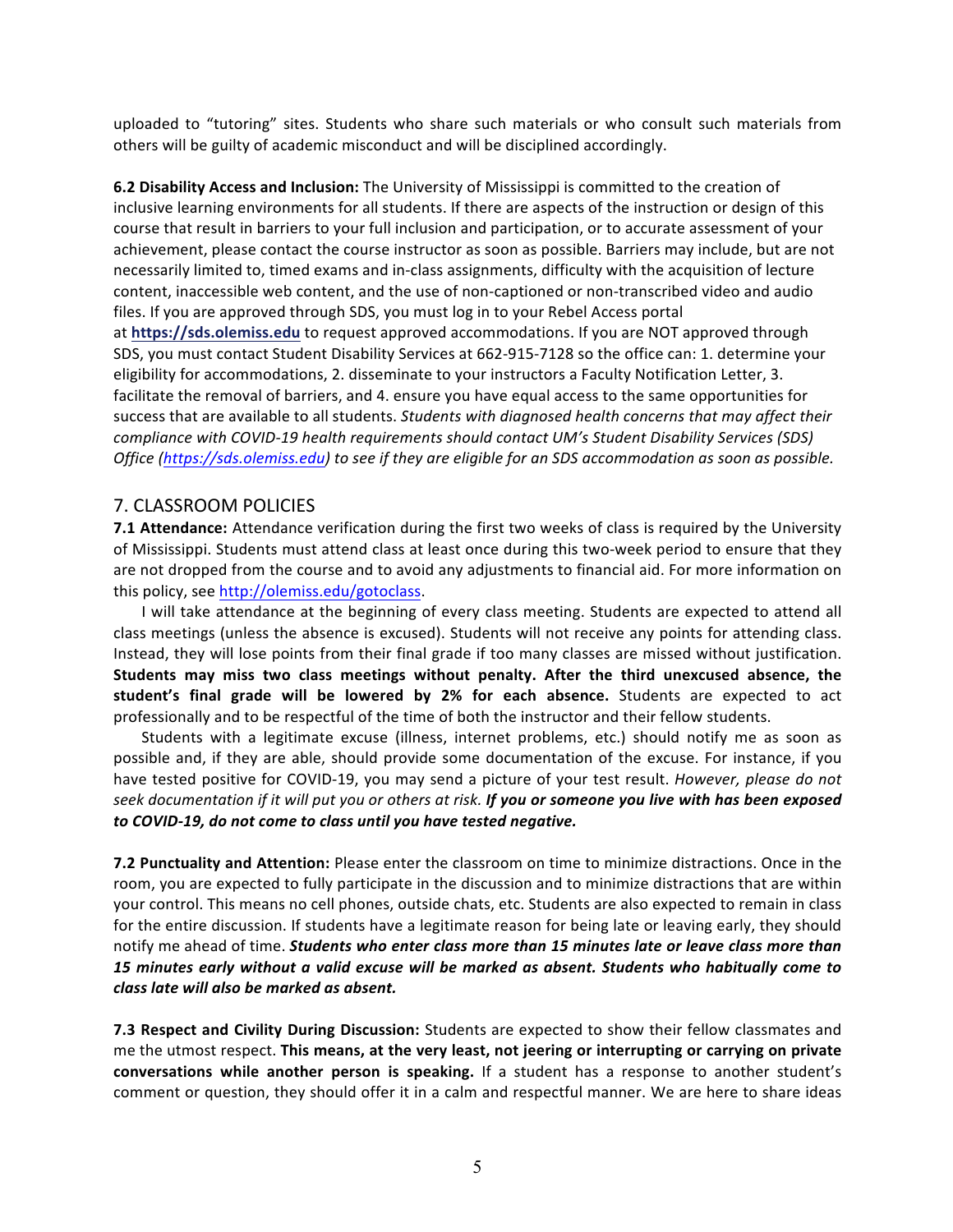uploaded to "tutoring" sites. Students who share such materials or who consult such materials from others will be guilty of academic misconduct and will be disciplined accordingly.

**6.2 Disability Access and Inclusion:** The University of Mississippi is committed to the creation of inclusive learning environments for all students. If there are aspects of the instruction or design of this course that result in barriers to your full inclusion and participation, or to accurate assessment of your achievement, please contact the course instructor as soon as possible. Barriers may include, but are not necessarily limited to, timed exams and in-class assignments, difficulty with the acquisition of lecture content, inaccessible web content, and the use of non-captioned or non-transcribed video and audio files. If you are approved through SDS, you must log in to your Rebel Access portal at **https://sds.olemiss.edu** to request approved accommodations. If you are NOT approved through SDS, you must contact Student Disability Services at 662-915-7128 so the office can: 1. determine your eligibility for accommodations, 2. disseminate to your instructors a Faculty Notification Letter, 3. facilitate the removal of barriers, and 4. ensure you have equal access to the same opportunities for success that are available to all students. *Students with diagnosed health concerns that may affect their compliance with COVID-19 health requirements should contact UM's Student Disability Services (SDS) Office (https://sds.olemiss.edu) to see if they are eligible for an SDS accommodation as soon as possible.*

## 7. CLASSROOM POLICIES

**7.1 Attendance:** Attendance verification during the first two weeks of class is required by the University of Mississippi. Students must attend class at least once during this two-week period to ensure that they are not dropped from the course and to avoid any adjustments to financial aid. For more information on this policy, see http://olemiss.edu/gotoclass.

I will take attendance at the beginning of every class meeting. Students are expected to attend all class meetings (unless the absence is excused). Students will not receive any points for attending class. Instead, they will lose points from their final grade if too many classes are missed without justification. **Students may miss two class meetings without penalty. After the third unexcused absence, the student's final grade will be lowered by 2% for each absence.** Students are expected to act professionally and to be respectful of the time of both the instructor and their fellow students.

Students with a legitimate excuse (illness, internet problems, etc.) should notify me as soon as possible and, if they are able, should provide some documentation of the excuse. For instance, if you have tested positive for COVID-19, you may send a picture of your test result. *However, please do not seek documentation if it will put you or others at risk.* ***If you or someone you live with has been exposed to COVID-19, do not come to class until you have tested negative.***

**7.2 Punctuality and Attention:** Please enter the classroom on time to minimize distractions. Once in the room, you are expected to fully participate in the discussion and to minimize distractions that are within your control. This means no cell phones, outside chats, etc. Students are also expected to remain in class for the entire discussion. If students have a legitimate reason for being late or leaving early, they should notify me ahead of time. ***Students who enter class more than 15 minutes late or leave class more than 15 minutes early without a valid excuse will be marked as absent. Students who habitually come to class late will also be marked as absent.***

**7.3 Respect and Civility During Discussion:** Students are expected to show their fellow classmates and me the utmost respect. **This means, at the very least, not jeering or interrupting or carrying on private conversations while another person is speaking.** If a student has a response to another student's comment or question, they should offer it in a calm and respectful manner. We are here to share ideas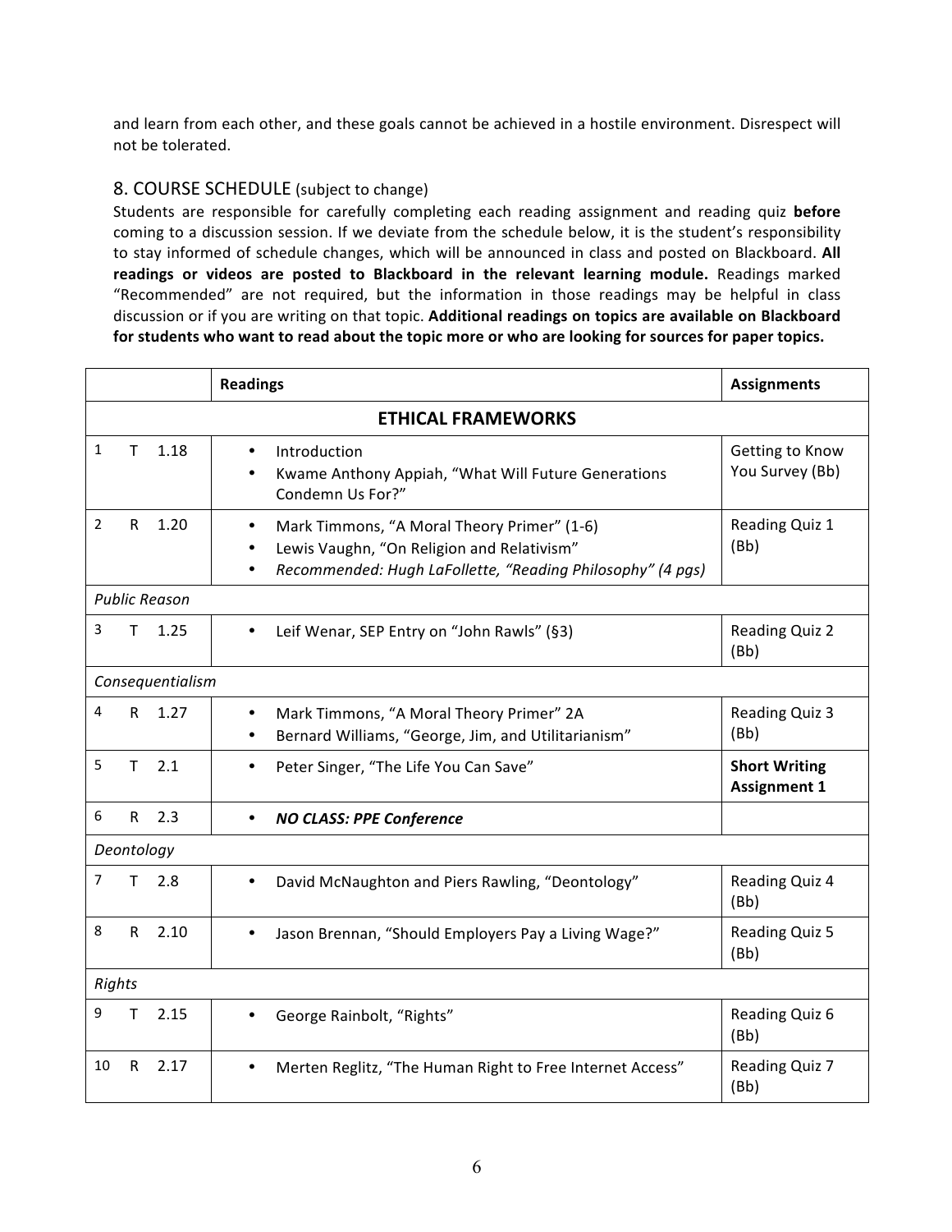and learn from each other, and these goals cannot be achieved in a hostile environment. Disrespect will not be tolerated.

## 8. COURSE SCHEDULE (subject to change)

Students are responsible for carefully completing each reading assignment and reading quiz **before** coming to a discussion session. If we deviate from the schedule below, it is the student's responsibility to stay informed of schedule changes, which will be announced in class and posted on Blackboard. **All readings or videos are posted to Blackboard in the relevant learning module.** Readings marked "Recommended" are not required, but the information in those readings may be helpful in class discussion or if you are writing on that topic. **Additional readings on topics are available on Blackboard for students who want to read about the topic more or who are looking for sources for paper topics.**

| | **Readings** | **Assignments** |
|---|---|---|
| | **ETHICAL FRAMEWORKS** | |
| 1 T 1.18 | • Introduction<br>• Kwame Anthony Appiah, "What Will Future Generations Condemn Us For?" | Getting to Know You Survey (Bb) |
| 2 R 1.20 | • Mark Timmons, "A Moral Theory Primer" (1-6)<br>• Lewis Vaughn, "On Religion and Relativism"<br>• *Recommended: Hugh LaFollette, "Reading Philosophy" (4 pgs)* | Reading Quiz 1 (Bb) |
| *Public Reason* | | |
| 3 T 1.25 | • Leif Wenar, SEP Entry on "John Rawls" (§3) | Reading Quiz 2 (Bb) |
| *Consequentialism* | | |
| 4 R 1.27 | • Mark Timmons, "A Moral Theory Primer" 2A<br>• Bernard Williams, "George, Jim, and Utilitarianism" | Reading Quiz 3 (Bb) |
| 5 T 2.1 | • Peter Singer, "The Life You Can Save" | **Short Writing Assignment 1** |
| 6 R 2.3 | • ***NO CLASS: PPE Conference*** | |
| *Deontology* | | |
| 7 T 2.8 | • David McNaughton and Piers Rawling, "Deontology" | Reading Quiz 4 (Bb) |
| 8 R 2.10 | • Jason Brennan, "Should Employers Pay a Living Wage?" | Reading Quiz 5 (Bb) |
| *Rights* | | |
| 9 T 2.15 | • George Rainbolt, "Rights" | Reading Quiz 6 (Bb) |
| 10 R 2.17 | • Merten Reglitz, "The Human Right to Free Internet Access" | Reading Quiz 7 (Bb) |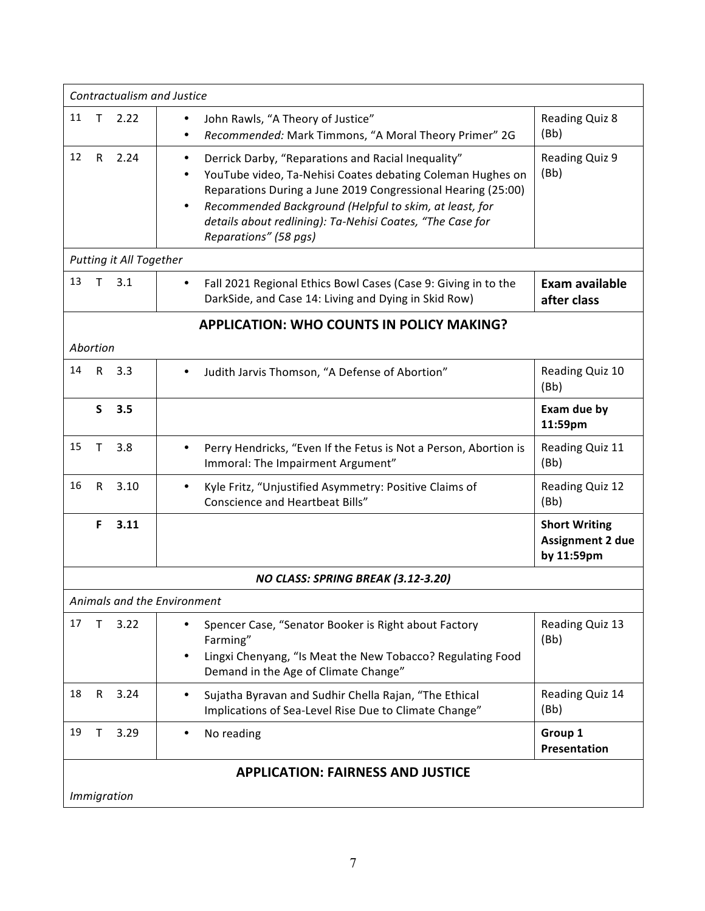| | | | |
|---|---|---|---|
| *Contractualism and Justice* | | | |
| 11 T 2.22 | • John Rawls, "A Theory of Justice"<br>• *Recommended:* Mark Timmons, "A Moral Theory Primer" 2G | Reading Quiz 8 (Bb) |
| 12 R 2.24 | • Derrick Darby, "Reparations and Racial Inequality"<br>• YouTube video, Ta-Nehisi Coates debating Coleman Hughes on Reparations During a June 2019 Congressional Hearing (25:00)<br>• *Recommended Background (Helpful to skim, at least, for details about redlining): Ta-Nehisi Coates, "The Case for Reparations" (58 pgs)* | Reading Quiz 9 (Bb) |
| *Putting it All Together* | | |
| 13 T 3.1 | • Fall 2021 Regional Ethics Bowl Cases (Case 9: Giving in to the DarkSide, and Case 14: Living and Dying in Skid Row) | **Exam available after class** |
| **APPLICATION: WHO COUNTS IN POLICY MAKING?** | | |
| *Abortion* | | |
| 14 R 3.3 | • Judith Jarvis Thomson, "A Defense of Abortion" | Reading Quiz 10 (Bb) |
| **S 3.5** | | **Exam due by 11:59pm** |
| 15 T 3.8 | • Perry Hendricks, "Even If the Fetus is Not a Person, Abortion is Immoral: The Impairment Argument" | Reading Quiz 11 (Bb) |
| 16 R 3.10 | • Kyle Fritz, "Unjustified Asymmetry: Positive Claims of Conscience and Heartbeat Bills" | Reading Quiz 12 (Bb) |
| **F 3.11** | | **Short Writing Assignment 2 due by 11:59pm** |
| ***NO CLASS: SPRING BREAK (3.12-3.20)*** | | |
| *Animals and the Environment* | | |
| 17 T 3.22 | • Spencer Case, "Senator Booker is Right about Factory Farming"<br>• Lingxi Chenyang, "Is Meat the New Tobacco? Regulating Food Demand in the Age of Climate Change" | Reading Quiz 13 (Bb) |
| 18 R 3.24 | • Sujatha Byravan and Sudhir Chella Rajan, "The Ethical Implications of Sea-Level Rise Due to Climate Change" | Reading Quiz 14 (Bb) |
| 19 T 3.29 | • No reading | **Group 1 Presentation** |
| **APPLICATION: FAIRNESS AND JUSTICE** | | |
| *Immigration* | | |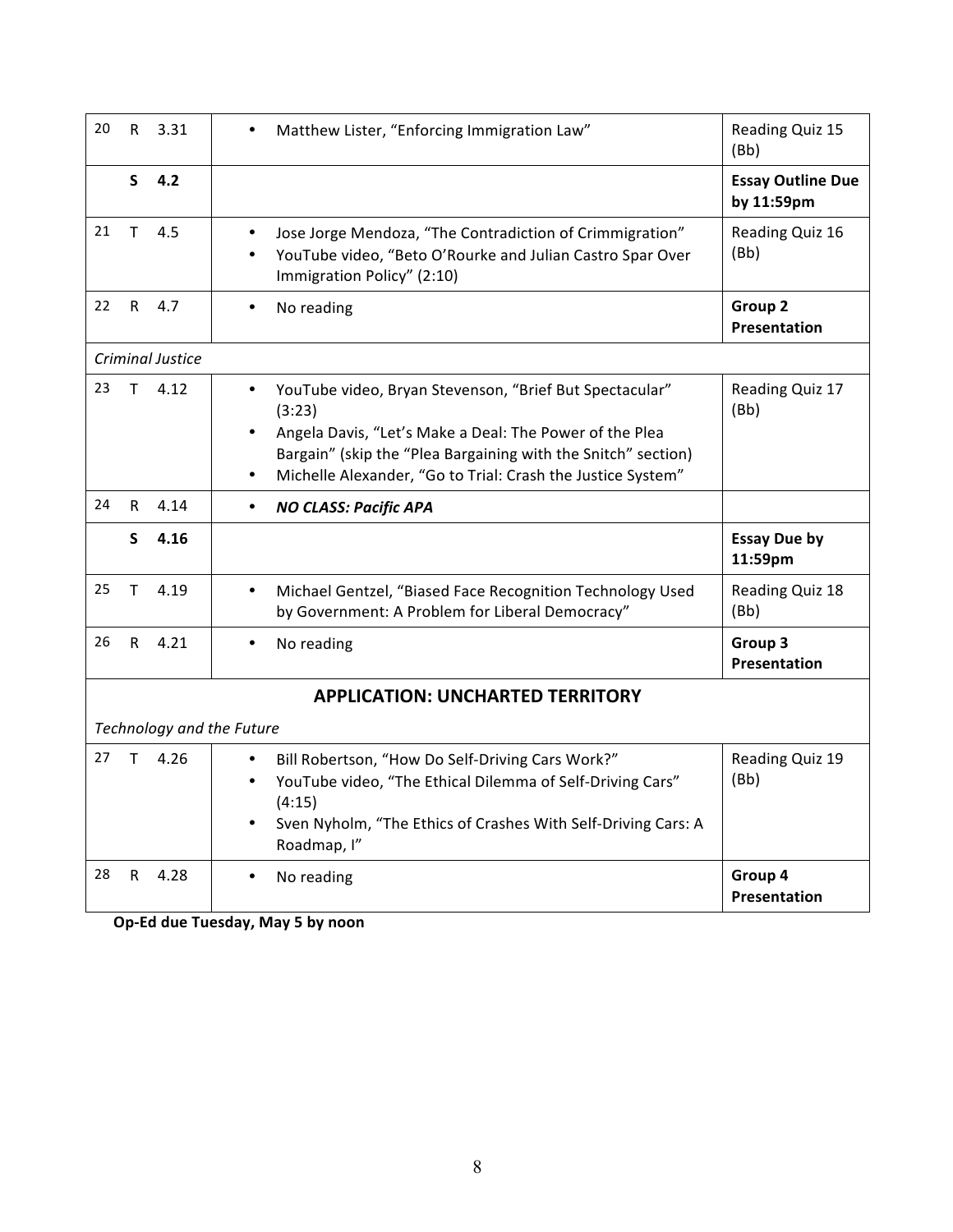| | | | | |
|---|---|---|---|---|
| 20 | R | 3.31 | • Matthew Lister, "Enforcing Immigration Law" | Reading Quiz 15 (Bb) |
| | **S** | **4.2** | | **Essay Outline Due by 11:59pm** |
| 21 | T | 4.5 | • Jose Jorge Mendoza, "The Contradiction of Crimmigration"<br>• YouTube video, "Beto O'Rourke and Julian Castro Spar Over Immigration Policy" (2:10) | Reading Quiz 16 (Bb) |
| 22 | R | 4.7 | • No reading | **Group 2 Presentation** |
| *Criminal Justice* | | | | |
| 23 | T | 4.12 | • YouTube video, Bryan Stevenson, "Brief But Spectacular" (3:23)<br>• Angela Davis, "Let's Make a Deal: The Power of the Plea Bargain" (skip the "Plea Bargaining with the Snitch" section)<br>• Michelle Alexander, "Go to Trial: Crash the Justice System" | Reading Quiz 17 (Bb) |
| 24 | R | 4.14 | • ***NO CLASS: Pacific APA*** | |
| | **S** | **4.16** | | **Essay Due by 11:59pm** |
| 25 | T | 4.19 | • Michael Gentzel, "Biased Face Recognition Technology Used by Government: A Problem for Liberal Democracy" | Reading Quiz 18 (Bb) |
| 26 | R | 4.21 | • No reading | **Group 3 Presentation** |
| **APPLICATION: UNCHARTED TERRITORY** | | | | |
| *Technology and the Future* | | | | |
| 27 | T | 4.26 | • Bill Robertson, "How Do Self-Driving Cars Work?"<br>• YouTube video, "The Ethical Dilemma of Self-Driving Cars" (4:15)<br>• Sven Nyholm, "The Ethics of Crashes With Self-Driving Cars: A Roadmap, I" | Reading Quiz 19 (Bb) |
| 28 | R | 4.28 | • No reading | **Group 4 Presentation** |

**Op-Ed due Tuesday, May 5 by noon**